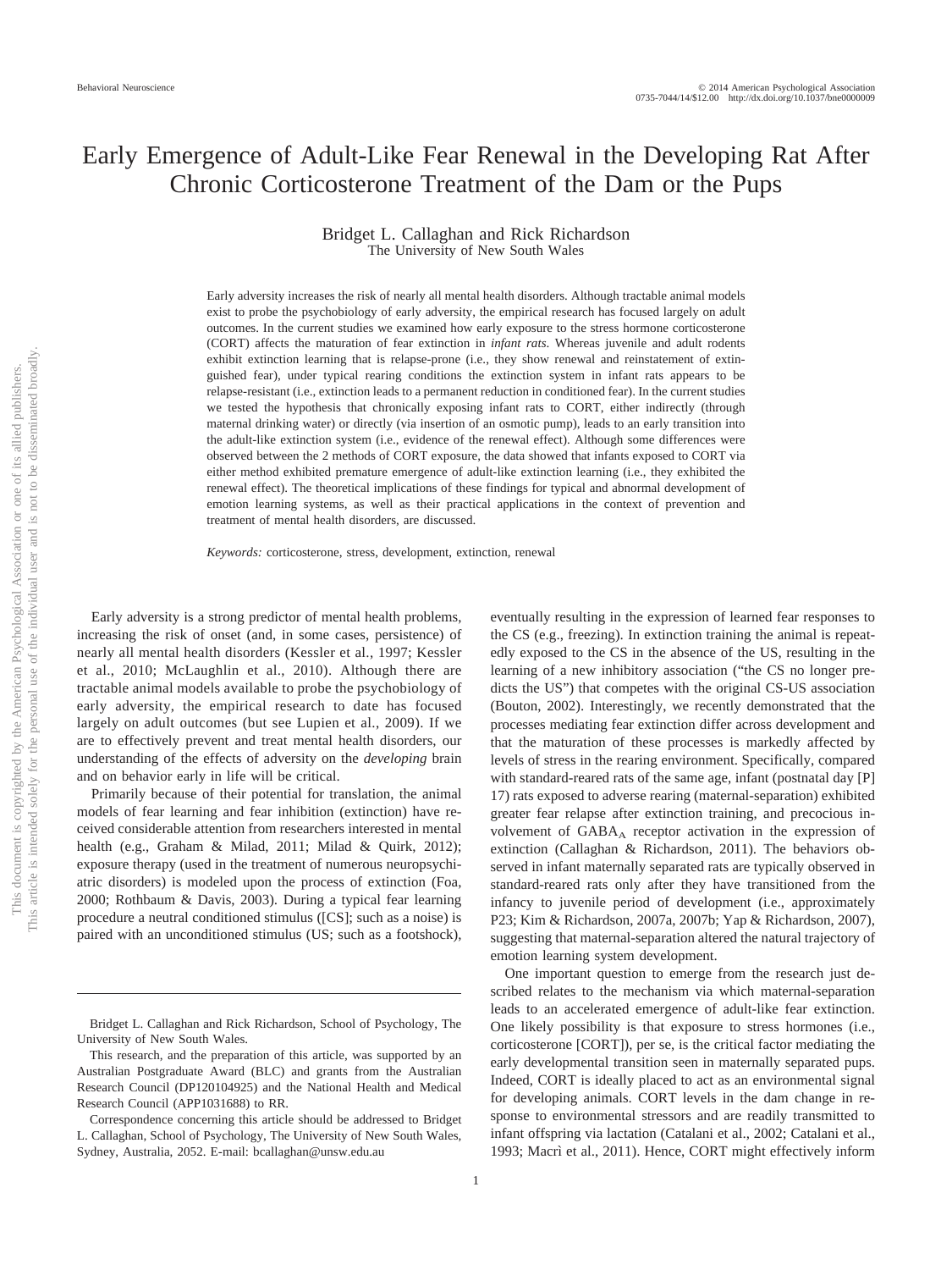# Early Emergence of Adult-Like Fear Renewal in the Developing Rat After Chronic Corticosterone Treatment of the Dam or the Pups

Bridget L. Callaghan and Rick Richardson
The University of New South Wales

Early adversity increases the risk of nearly all mental health disorders. Although tractable animal models exist to probe the psychobiology of early adversity, the empirical research has focused largely on adult outcomes. In the current studies we examined how early exposure to the stress hormone corticosterone (CORT) affects the maturation of fear extinction in *infant rats*. Whereas juvenile and adult rodents exhibit extinction learning that is relapse-prone (i.e., they show renewal and reinstatement of extinguished fear), under typical rearing conditions the extinction system in infant rats appears to be relapse-resistant (i.e., extinction leads to a permanent reduction in conditioned fear). In the current studies we tested the hypothesis that chronically exposing infant rats to CORT, either indirectly (through maternal drinking water) or directly (via insertion of an osmotic pump), leads to an early transition into the adult-like extinction system (i.e., evidence of the renewal effect). Although some differences were observed between the 2 methods of CORT exposure, the data showed that infants exposed to CORT via either method exhibited premature emergence of adult-like extinction learning (i.e., they exhibited the renewal effect). The theoretical implications of these findings for typical and abnormal development of emotion learning systems, as well as their practical applications in the context of prevention and treatment of mental health disorders, are discussed.

*Keywords:* corticosterone, stress, development, extinction, renewal

Early adversity is a strong predictor of mental health problems, increasing the risk of onset (and, in some cases, persistence) of nearly all mental health disorders (Kessler et al., 1997; Kessler et al., 2010; McLaughlin et al., 2010). Although there are tractable animal models available to probe the psychobiology of early adversity, the empirical research to date has focused largely on adult outcomes (but see Lupien et al., 2009). If we are to effectively prevent and treat mental health disorders, our understanding of the effects of adversity on the *developing* brain and on behavior early in life will be critical.

Primarily because of their potential for translation, the animal models of fear learning and fear inhibition (extinction) have received considerable attention from researchers interested in mental health (e.g., Graham & Milad, 2011; Milad & Quirk, 2012); exposure therapy (used in the treatment of numerous neuropsychiatric disorders) is modeled upon the process of extinction (Foa, 2000; Rothbaum & Davis, 2003). During a typical fear learning procedure a neutral conditioned stimulus ([CS]; such as a noise) is paired with an unconditioned stimulus (US; such as a footshock), eventually resulting in the expression of learned fear responses to the CS (e.g., freezing). In extinction training the animal is repeatedly exposed to the CS in the absence of the US, resulting in the learning of a new inhibitory association ("the CS no longer predicts the US") that competes with the original CS-US association (Bouton, 2002). Interestingly, we recently demonstrated that the processes mediating fear extinction differ across development and that the maturation of these processes is markedly affected by levels of stress in the rearing environment. Specifically, compared with standard-reared rats of the same age, infant (postnatal day [P] 17) rats exposed to adverse rearing (maternal-separation) exhibited greater fear relapse after extinction training, and precocious involvement of $GABA_A$ receptor activation in the expression of extinction (Callaghan & Richardson, 2011). The behaviors observed in infant maternally separated rats are typically observed in standard-reared rats only after they have transitioned from the infancy to juvenile period of development (i.e., approximately P23; Kim & Richardson, 2007a, 2007b; Yap & Richardson, 2007), suggesting that maternal-separation altered the natural trajectory of emotion learning system development.

One important question to emerge from the research just described relates to the mechanism via which maternal-separation leads to an accelerated emergence of adult-like fear extinction. One likely possibility is that exposure to stress hormones (i.e., corticosterone [CORT]), per se, is the critical factor mediating the early developmental transition seen in maternally separated pups. Indeed, CORT is ideally placed to act as an environmental signal for developing animals. CORT levels in the dam change in response to environmental stressors and are readily transmitted to infant offspring via lactation (Catalani et al., 2002; Catalani et al., 1993; Macrì et al., 2011). Hence, CORT might effectively inform

---

Bridget L. Callaghan and Rick Richardson, School of Psychology, The University of New South Wales.

This research, and the preparation of this article, was supported by an Australian Postgraduate Award (BLC) and grants from the Australian Research Council (DP120104925) and the National Health and Medical Research Council (APP1031688) to RR.

Correspondence concerning this article should be addressed to Bridget L. Callaghan, School of Psychology, The University of New South Wales, Sydney, Australia, 2052. E-mail: bcallaghan@unsw.edu.au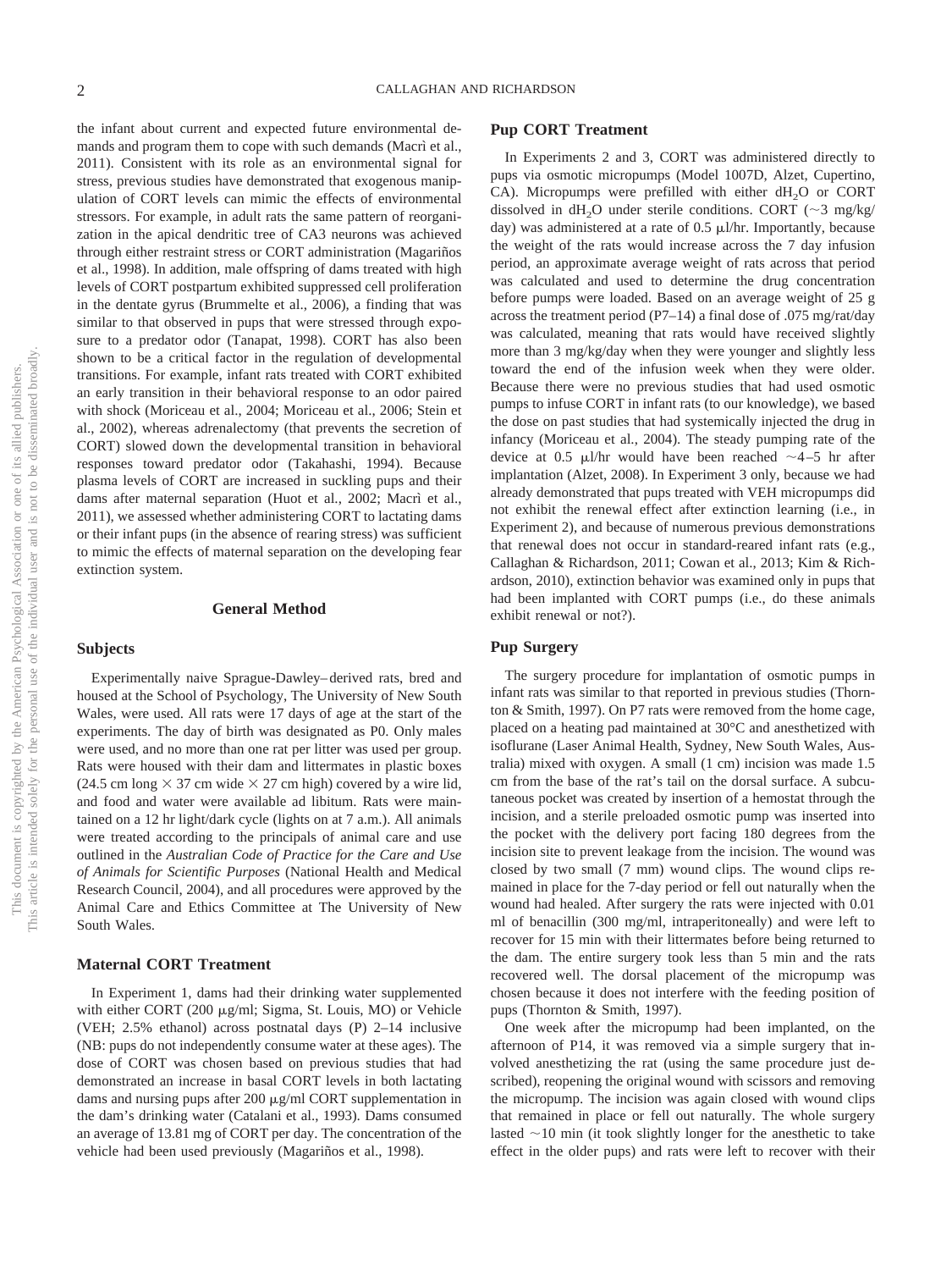the infant about current and expected future environmental demands and program them to cope with such demands (Macrì et al., 2011). Consistent with its role as an environmental signal for stress, previous studies have demonstrated that exogenous manipulation of CORT levels can mimic the effects of environmental stressors. For example, in adult rats the same pattern of reorganization in the apical dendritic tree of CA3 neurons was achieved through either restraint stress or CORT administration (Magariños et al., 1998). In addition, male offspring of dams treated with high levels of CORT postpartum exhibited suppressed cell proliferation in the dentate gyrus (Brummelte et al., 2006), a finding that was similar to that observed in pups that were stressed through exposure to a predator odor (Tanapat, 1998). CORT has also been shown to be a critical factor in the regulation of developmental transitions. For example, infant rats treated with CORT exhibited an early transition in their behavioral response to an odor paired with shock (Moriceau et al., 2004; Moriceau et al., 2006; Stein et al., 2002), whereas adrenalectomy (that prevents the secretion of CORT) slowed down the developmental transition in behavioral responses toward predator odor (Takahashi, 1994). Because plasma levels of CORT are increased in suckling pups and their dams after maternal separation (Huot et al., 2002; Macrì et al., 2011), we assessed whether administering CORT to lactating dams or their infant pups (in the absence of rearing stress) was sufficient to mimic the effects of maternal separation on the developing fear extinction system.

## General Method

### Subjects

Experimentally naive Sprague-Dawley–derived rats, bred and housed at the School of Psychology, The University of New South Wales, were used. All rats were 17 days of age at the start of the experiments. The day of birth was designated as P0. Only males were used, and no more than one rat per litter was used per group. Rats were housed with their dam and littermates in plastic boxes (24.5 cm long × 37 cm wide × 27 cm high) covered by a wire lid, and food and water were available ad libitum. Rats were maintained on a 12 hr light/dark cycle (lights on at 7 a.m.). All animals were treated according to the principals of animal care and use outlined in the *Australian Code of Practice for the Care and Use of Animals for Scientific Purposes* (National Health and Medical Research Council, 2004), and all procedures were approved by the Animal Care and Ethics Committee at The University of New South Wales.

### Maternal CORT Treatment

In Experiment 1, dams had their drinking water supplemented with either CORT (200 μg/ml; Sigma, St. Louis, MO) or Vehicle (VEH; 2.5% ethanol) across postnatal days (P) 2–14 inclusive (NB: pups do not independently consume water at these ages). The dose of CORT was chosen based on previous studies that had demonstrated an increase in basal CORT levels in both lactating dams and nursing pups after 200 μg/ml CORT supplementation in the dam's drinking water (Catalani et al., 1993). Dams consumed an average of 13.81 mg of CORT per day. The concentration of the vehicle had been used previously (Magariños et al., 1998).

### Pup CORT Treatment

In Experiments 2 and 3, CORT was administered directly to pups via osmotic micropumps (Model 1007D, Alzet, Cupertino, CA). Micropumps were prefilled with either $dH_2O$ or CORT dissolved in $dH_2O$ under sterile conditions. CORT (~3 mg/kg/day) was administered at a rate of 0.5 μl/hr. Importantly, because the weight of the rats would increase across the 7 day infusion period, an approximate average weight of rats across that period was calculated and used to determine the drug concentration before pumps were loaded. Based on an average weight of 25 g across the treatment period (P7–14) a final dose of .075 mg/rat/day was calculated, meaning that rats would have received slightly more than 3 mg/kg/day when they were younger and slightly less toward the end of the infusion week when they were older. Because there were no previous studies that had used osmotic pumps to infuse CORT in infant rats (to our knowledge), we based the dose on past studies that had systemically injected the drug in infancy (Moriceau et al., 2004). The steady pumping rate of the device at 0.5 μl/hr would have been reached ~4–5 hr after implantation (Alzet, 2008). In Experiment 3 only, because we had already demonstrated that pups treated with VEH micropumps did not exhibit the renewal effect after extinction learning (i.e., in Experiment 2), and because of numerous previous demonstrations that renewal does not occur in standard-reared infant rats (e.g., Callaghan & Richardson, 2011; Cowan et al., 2013; Kim & Richardson, 2010), extinction behavior was examined only in pups that had been implanted with CORT pumps (i.e., do these animals exhibit renewal or not?).

### Pup Surgery

The surgery procedure for implantation of osmotic pumps in infant rats was similar to that reported in previous studies (Thornton & Smith, 1997). On P7 rats were removed from the home cage, placed on a heating pad maintained at 30°C and anesthetized with isoflurane (Laser Animal Health, Sydney, New South Wales, Australia) mixed with oxygen. A small (1 cm) incision was made 1.5 cm from the base of the rat's tail on the dorsal surface. A subcutaneous pocket was created by insertion of a hemostat through the incision, and a sterile preloaded osmotic pump was inserted into the pocket with the delivery port facing 180 degrees from the incision site to prevent leakage from the incision. The wound was closed by two small (7 mm) wound clips. The wound clips remained in place for the 7-day period or fell out naturally when the wound had healed. After surgery the rats were injected with 0.01 ml of benacillin (300 mg/ml, intraperitoneally) and were left to recover for 15 min with their littermates before being returned to the dam. The entire surgery took less than 5 min and the rats recovered well. The dorsal placement of the micropump was chosen because it does not interfere with the feeding position of pups (Thornton & Smith, 1997).

One week after the micropump had been implanted, on the afternoon of P14, it was removed via a simple surgery that involved anesthetizing the rat (using the same procedure just described), reopening the original wound with scissors and removing the micropump. The incision was again closed with wound clips that remained in place or fell out naturally. The whole surgery lasted ~10 min (it took slightly longer for the anesthetic to take effect in the older pups) and rats were left to recover with their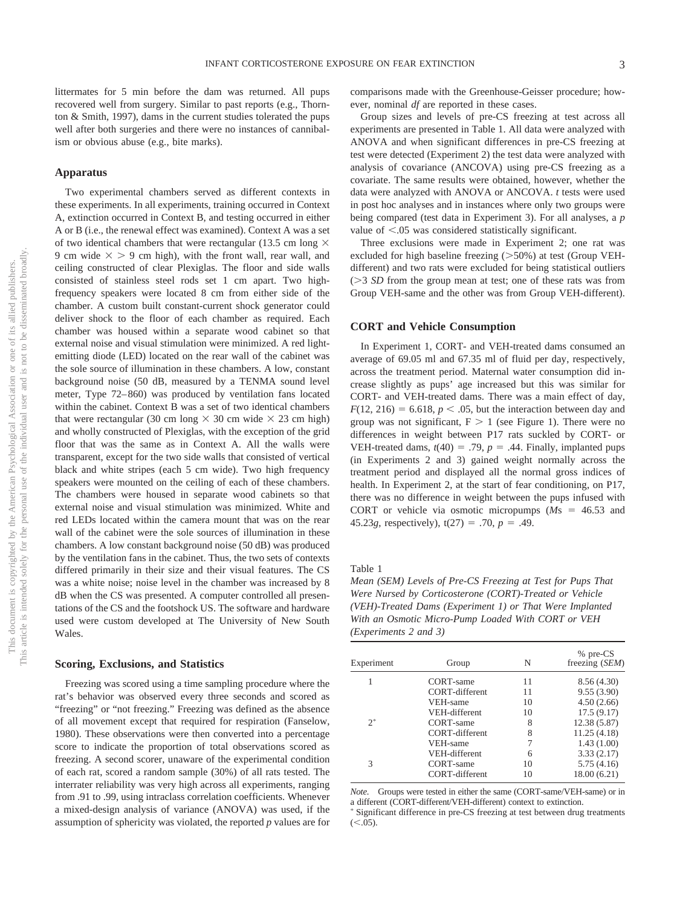littermates for 5 min before the dam was returned. All pups recovered well from surgery. Similar to past reports (e.g., Thornton & Smith, 1997), dams in the current studies tolerated the pups well after both surgeries and there were no instances of cannibalism or obvious abuse (e.g., bite marks).

## Apparatus

Two experimental chambers served as different contexts in these experiments. In all experiments, training occurred in Context A, extinction occurred in Context B, and testing occurred in either A or B (i.e., the renewal effect was examined). Context A was a set of two identical chambers that were rectangular (13.5 cm long × 9 cm wide × > 9 cm high), with the front wall, rear wall, and ceiling constructed of clear Plexiglas. The floor and side walls consisted of stainless steel rods set 1 cm apart. Two high-frequency speakers were located 8 cm from either side of the chamber. A custom built constant-current shock generator could deliver shock to the floor of each chamber as required. Each chamber was housed within a separate wood cabinet so that external noise and visual stimulation were minimized. A red light-emitting diode (LED) located on the rear wall of the cabinet was the sole source of illumination in these chambers. A low, constant background noise (50 dB, measured by a TENMA sound level meter, Type 72–860) was produced by ventilation fans located within the cabinet. Context B was a set of two identical chambers that were rectangular (30 cm long × 30 cm wide × 23 cm high) and wholly constructed of Plexiglas, with the exception of the grid floor that was the same as in Context A. All the walls were transparent, except for the two side walls that consisted of vertical black and white stripes (each 5 cm wide). Two high frequency speakers were mounted on the ceiling of each of these chambers. The chambers were housed in separate wood cabinets so that external noise and visual stimulation was minimized. White and red LEDs located within the camera mount that was on the rear wall of the cabinet were the sole sources of illumination in these chambers. A low constant background noise (50 dB) was produced by the ventilation fans in the cabinet. Thus, the two sets of contexts differed primarily in their size and their visual features. The CS was a white noise; noise level in the chamber was increased by 8 dB when the CS was presented. A computer controlled all presentations of the CS and the footshock US. The software and hardware used were custom developed at The University of New South Wales.

## Scoring, Exclusions, and Statistics

Freezing was scored using a time sampling procedure where the rat's behavior was observed every three seconds and scored as "freezing" or "not freezing." Freezing was defined as the absence of all movement except that required for respiration (Fanselow, 1980). These observations were then converted into a percentage score to indicate the proportion of total observations scored as freezing. A second scorer, unaware of the experimental condition of each rat, scored a random sample (30%) of all rats tested. The interrater reliability was very high across all experiments, ranging from .91 to .99, using intraclass correlation coefficients. Whenever a mixed-design analysis of variance (ANOVA) was used, if the assumption of sphericity was violated, the reported *p* values are for comparisons made with the Greenhouse-Geisser procedure; however, nominal *df* are reported in these cases.

Group sizes and levels of pre-CS freezing at test across all experiments are presented in Table 1. All data were analyzed with ANOVA and when significant differences in pre-CS freezing at test were detected (Experiment 2) the test data were analyzed with analysis of covariance (ANCOVA) using pre-CS freezing as a covariate. The same results were obtained, however, whether the data were analyzed with ANOVA or ANCOVA. *t* tests were used in post hoc analyses and in instances where only two groups were being compared (test data in Experiment 3). For all analyses, a *p* value of <.05 was considered statistically significant.

Three exclusions were made in Experiment 2; one rat was excluded for high baseline freezing (>50%) at test (Group VEH-different) and two rats were excluded for being statistical outliers (>3 *SD* from the group mean at test; one of these rats was from Group VEH-same and the other was from Group VEH-different).

## CORT and Vehicle Consumption

In Experiment 1, CORT- and VEH-treated dams consumed an average of 69.05 ml and 67.35 ml of fluid per day, respectively, across the treatment period. Maternal water consumption did increase slightly as pups' age increased but this was similar for CORT- and VEH-treated dams. There was a main effect of day, $F(12, 216) = 6.618$, $p < .05$, but the interaction between day and group was not significant, $F > 1$ (see Figure 1). There were no differences in weight between P17 rats suckled by CORT- or VEH-treated dams, $t(40) = .79$, $p = .44$. Finally, implanted pups (in Experiments 2 and 3) gained weight normally across the treatment period and displayed all the normal gross indices of health. In Experiment 2, at the start of fear conditioning, on P17, there was no difference in weight between the pups infused with CORT or vehicle via osmotic micropumps (*M*s = 46.53 and 45.23*g*, respectively), $t(27) = .70$, $p = .49$.

Table 1
*Mean (SEM) Levels of Pre-CS Freezing at Test for Pups That Were Nursed by Corticosterone (CORT)-Treated or Vehicle (VEH)-Treated Dams (Experiment 1) or That Were Implanted With an Osmotic Micro-Pump Loaded With CORT or VEH (Experiments 2 and 3)*

| Experiment | Group | N | % pre-CS freezing (*SEM*) |
|---|---|---|---|
| 1 | CORT-same | 11 | 8.56 (4.30) |
| | CORT-different | 11 | 9.55 (3.90) |
| | VEH-same | 10 | 4.50 (2.66) |
| | VEH-different | 10 | 17.5 (9.17) |
| 2* | CORT-same | 8 | 12.38 (5.87) |
| | CORT-different | 8 | 11.25 (4.18) |
| | VEH-same | 7 | 1.43 (1.00) |
| | VEH-different | 6 | 3.33 (2.17) |
| 3 | CORT-same | 10 | 5.75 (4.16) |
| | CORT-different | 10 | 18.00 (6.21) |

*Note.* Groups were tested in either the same (CORT-same/VEH-same) or in a different (CORT-different/VEH-different) context to extinction.
* Significant difference in pre-CS freezing at test between drug treatments (<.05).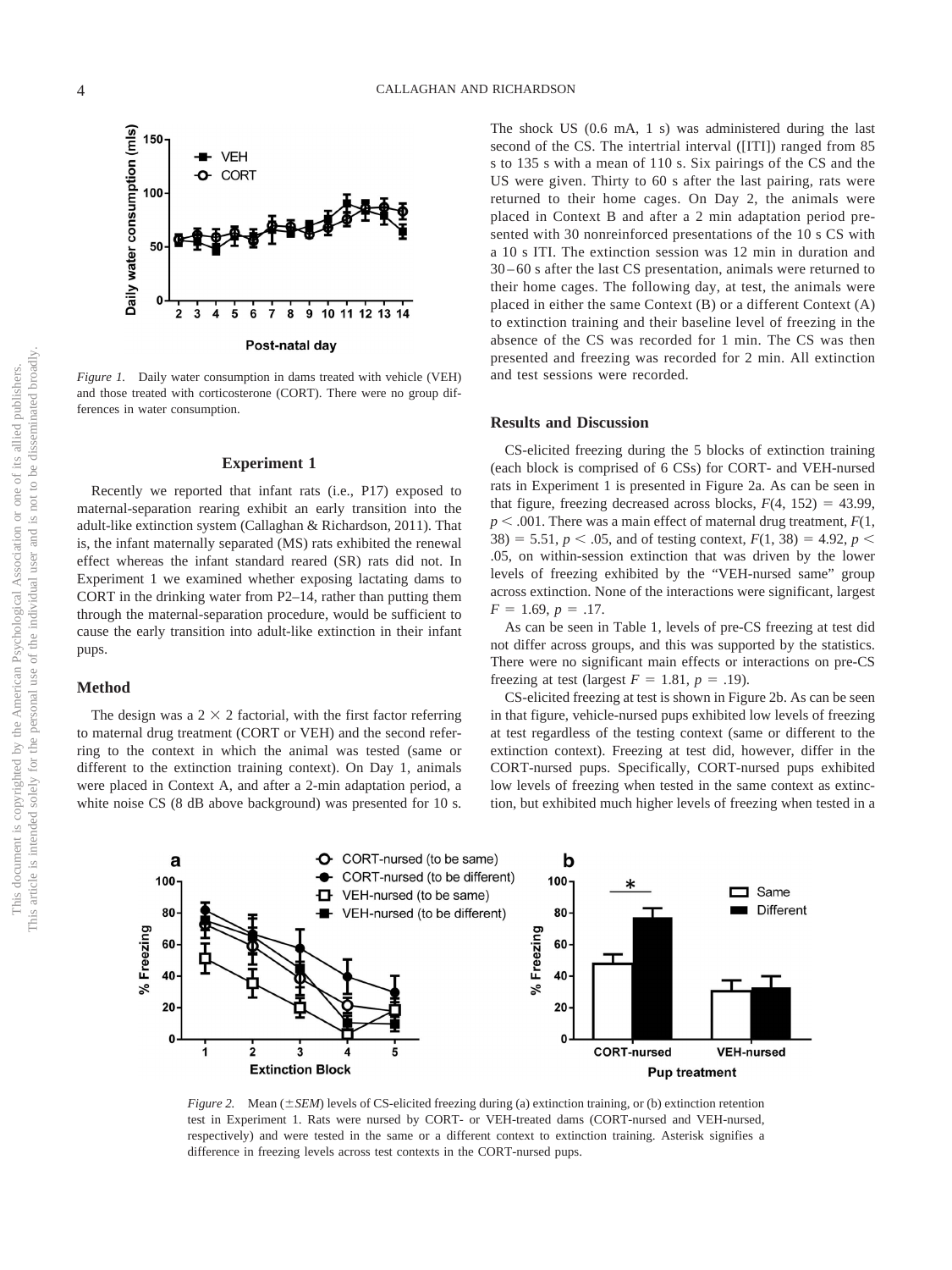*Figure 1.* Daily water consumption in dams treated with vehicle (VEH) and those treated with corticosterone (CORT). There were no group differences in water consumption.

## Experiment 1

Recently we reported that infant rats (i.e., P17) exposed to maternal-separation rearing exhibit an early transition into the adult-like extinction system (Callaghan & Richardson, 2011). That is, the infant maternally separated (MS) rats exhibited the renewal effect whereas the infant standard reared (SR) rats did not. In Experiment 1 we examined whether exposing lactating dams to CORT in the drinking water from P2–14, rather than putting them through the maternal-separation procedure, would be sufficient to cause the early transition into adult-like extinction in their infant pups.

### Method

The design was a 2 × 2 factorial, with the first factor referring to maternal drug treatment (CORT or VEH) and the second referring to the context in which the animal was tested (same or different to the extinction training context). On Day 1, animals were placed in Context A, and after a 2-min adaptation period, a white noise CS (8 dB above background) was presented for 10 s. The shock US (0.6 mA, 1 s) was administered during the last second of the CS. The intertrial interval ([ITI]) ranged from 85 s to 135 s with a mean of 110 s. Six pairings of the CS and the US were given. Thirty to 60 s after the last pairing, rats were returned to their home cages. On Day 2, the animals were placed in Context B and after a 2 min adaptation period presented with 30 nonreinforced presentations of the 10 s CS with a 10 s ITI. The extinction session was 12 min in duration and 30–60 s after the last CS presentation, animals were returned to their home cages. The following day, at test, the animals were placed in either the same Context (B) or a different Context (A) to extinction training and their baseline level of freezing in the absence of the CS was recorded for 1 min. The CS was then presented and freezing was recorded for 2 min. All extinction and test sessions were recorded.

### Results and Discussion

CS-elicited freezing during the 5 blocks of extinction training (each block is comprised of 6 CSs) for CORT- and VEH-nursed rats in Experiment 1 is presented in Figure 2a. As can be seen in that figure, freezing decreased across blocks, $F(4, 152) = 43.99$, $p < .001$. There was a main effect of maternal drug treatment, $F(1, 38) = 5.51$, $p < .05$, and of testing context, $F(1, 38) = 4.92$, $p < .05$, on within-session extinction that was driven by the lower levels of freezing exhibited by the "VEH-nursed same" group across extinction. None of the interactions were significant, largest $F = 1.69$, $p = .17$.

As can be seen in Table 1, levels of pre-CS freezing at test did not differ across groups, and this was supported by the statistics. There were no significant main effects or interactions on pre-CS freezing at test (largest $F = 1.81$, $p = .19$).

CS-elicited freezing at test is shown in Figure 2b. As can be seen in that figure, vehicle-nursed pups exhibited low levels of freezing at test regardless of the testing context (same or different to the extinction context). Freezing at test did, however, differ in the CORT-nursed pups. Specifically, CORT-nursed pups exhibited low levels of freezing when tested in the same context as extinction, but exhibited much higher levels of freezing when tested in a

*Figure 2.* Mean (±*SEM*) levels of CS-elicited freezing during (a) extinction training, or (b) extinction retention test in Experiment 1. Rats were nursed by CORT- or VEH-treated dams (CORT-nursed and VEH-nursed, respectively) and were tested in the same or a different context to extinction training. Asterisk signifies a difference in freezing levels across test contexts in the CORT-nursed pups.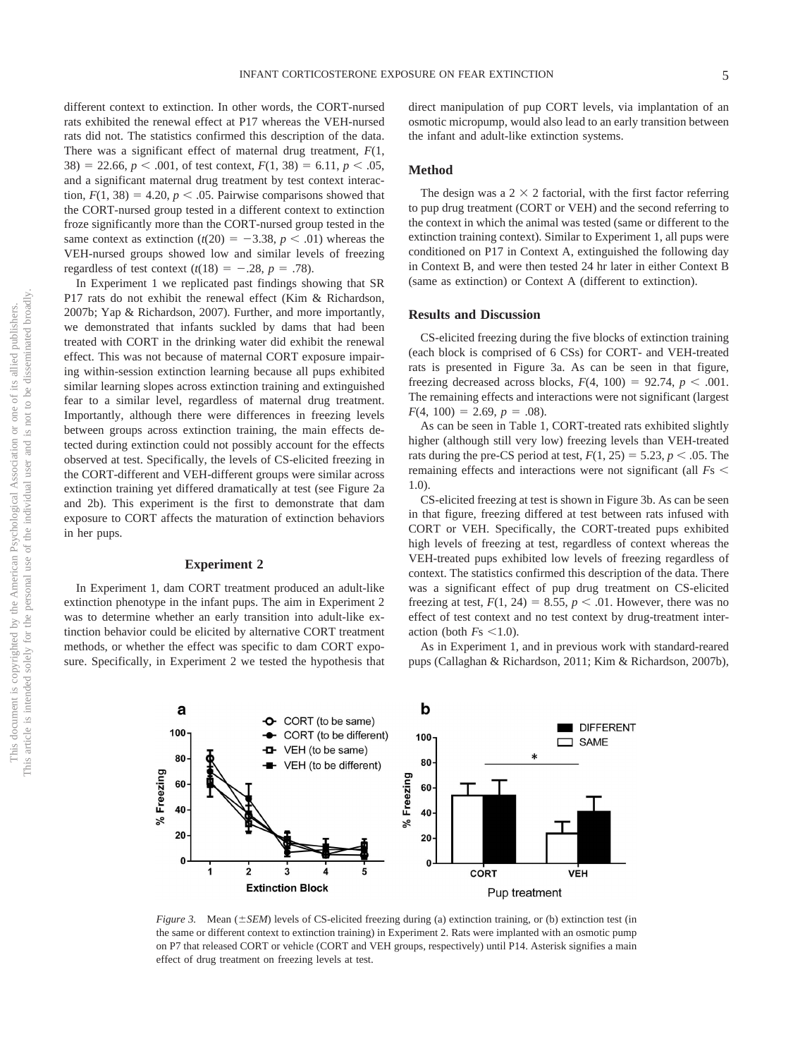different context to extinction. In other words, the CORT-nursed rats exhibited the renewal effect at P17 whereas the VEH-nursed rats did not. The statistics confirmed this description of the data. There was a significant effect of maternal drug treatment, $F(1, 38) = 22.66$, $p < .001$, of test context, $F(1, 38) = 6.11$, $p < .05$, and a significant maternal drug treatment by test context interaction, $F(1, 38) = 4.20$, $p < .05$. Pairwise comparisons showed that the CORT-nursed group tested in a different context to extinction froze significantly more than the CORT-nursed group tested in the same context as extinction ($t(20) = -3.38$, $p < .01$) whereas the VEH-nursed groups showed low and similar levels of freezing regardless of test context ($t(18) = -.28$, $p = .78$).

In Experiment 1 we replicated past findings showing that SR P17 rats do not exhibit the renewal effect (Kim & Richardson, 2007b; Yap & Richardson, 2007). Further, and more importantly, we demonstrated that infants suckled by dams that had been treated with CORT in the drinking water did exhibit the renewal effect. This was not because of maternal CORT exposure impairing within-session extinction learning because all pups exhibited similar learning slopes across extinction training and extinguished fear to a similar level, regardless of maternal drug treatment. Importantly, although there were differences in freezing levels between groups across extinction training, the main effects detected during extinction could not possibly account for the effects observed at test. Specifically, the levels of CS-elicited freezing in the CORT-different and VEH-different groups were similar across extinction training yet differed dramatically at test (see Figure 2a and 2b). This experiment is the first to demonstrate that dam exposure to CORT affects the maturation of extinction behaviors in her pups.

## Experiment 2

In Experiment 1, dam CORT treatment produced an adult-like extinction phenotype in the infant pups. The aim in Experiment 2 was to determine whether an early transition into adult-like extinction behavior could be elicited by alternative CORT treatment methods, or whether the effect was specific to dam CORT exposure. Specifically, in Experiment 2 we tested the hypothesis that direct manipulation of pup CORT levels, via implantation of an osmotic micropump, would also lead to an early transition between the infant and adult-like extinction systems.

### Method

The design was a $2 \times 2$ factorial, with the first factor referring to pup drug treatment (CORT or VEH) and the second referring to the context in which the animal was tested (same or different to the extinction training context). Similar to Experiment 1, all pups were conditioned on P17 in Context A, extinguished the following day in Context B, and were then tested 24 hr later in either Context B (same as extinction) or Context A (different to extinction).

### Results and Discussion

CS-elicited freezing during the five blocks of extinction training (each block is comprised of 6 CSs) for CORT- and VEH-treated rats is presented in Figure 3a. As can be seen in that figure, freezing decreased across blocks, $F(4, 100) = 92.74$, $p < .001$. The remaining effects and interactions were not significant (largest $F(4, 100) = 2.69$, $p = .08$).

As can be seen in Table 1, CORT-treated rats exhibited slightly higher (although still very low) freezing levels than VEH-treated rats during the pre-CS period at test, $F(1, 25) = 5.23$, $p < .05$. The remaining effects and interactions were not significant (all $F$s $< 1.0$).

CS-elicited freezing at test is shown in Figure 3b. As can be seen in that figure, freezing differed at test between rats infused with CORT or VEH. Specifically, the CORT-treated pups exhibited high levels of freezing at test, regardless of context whereas the VEH-treated pups exhibited low levels of freezing regardless of context. The statistics confirmed this description of the data. There was a significant effect of pup drug treatment on CS-elicited freezing at test, $F(1, 24) = 8.55$, $p < .01$. However, there was no effect of test context and no test context by drug-treatment interaction (both $F$s $<1.0$).

As in Experiment 1, and in previous work with standard-reared pups (Callaghan & Richardson, 2011; Kim & Richardson, 2007b),

*Figure 3.* Mean (±*SEM*) levels of CS-elicited freezing during (a) extinction training, or (b) extinction test (in the same or different context to extinction training) in Experiment 2. Rats were implanted with an osmotic pump on P7 that released CORT or vehicle (CORT and VEH groups, respectively) until P14. Asterisk signifies a main effect of drug treatment on freezing levels at test.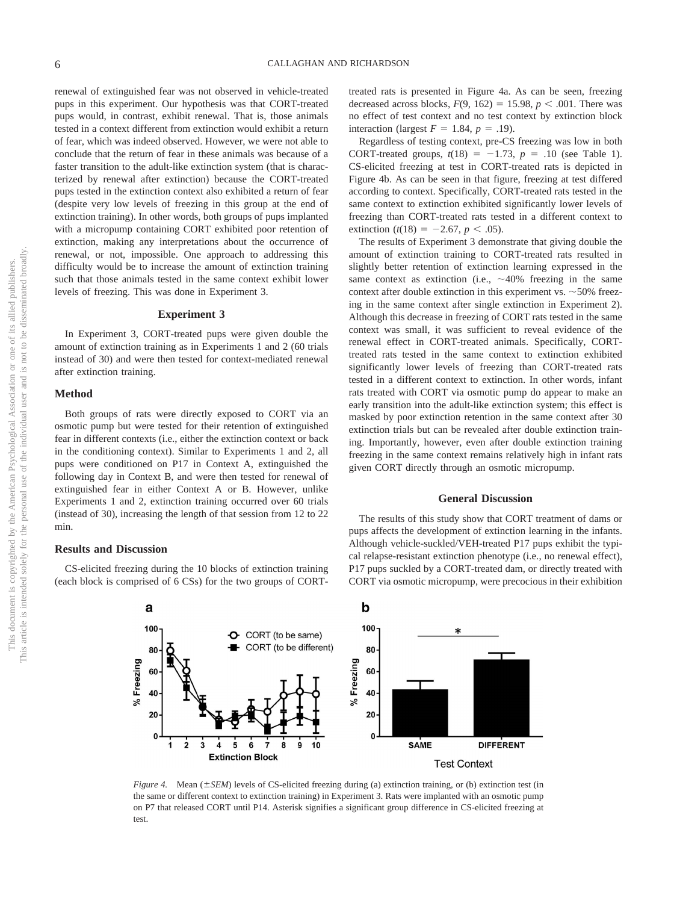renewal of extinguished fear was not observed in vehicle-treated pups in this experiment. Our hypothesis was that CORT-treated pups would, in contrast, exhibit renewal. That is, those animals tested in a context different from extinction would exhibit a return of fear, which was indeed observed. However, we were not able to conclude that the return of fear in these animals was because of a faster transition to the adult-like extinction system (that is characterized by renewal after extinction) because the CORT-treated pups tested in the extinction context also exhibited a return of fear (despite very low levels of freezing in this group at the end of extinction training). In other words, both groups of pups implanted with a micropump containing CORT exhibited poor retention of extinction, making any interpretations about the occurrence of renewal, or not, impossible. One approach to addressing this difficulty would be to increase the amount of extinction training such that those animals tested in the same context exhibit lower levels of freezing. This was done in Experiment 3.

## Experiment 3

In Experiment 3, CORT-treated pups were given double the amount of extinction training as in Experiments 1 and 2 (60 trials instead of 30) and were then tested for context-mediated renewal after extinction training.

### Method

Both groups of rats were directly exposed to CORT via an osmotic pump but were tested for their retention of extinguished fear in different contexts (i.e., either the extinction context or back in the conditioning context). Similar to Experiments 1 and 2, all pups were conditioned on P17 in Context A, extinguished the following day in Context B, and were then tested for renewal of extinguished fear in either Context A or B. However, unlike Experiments 1 and 2, extinction training occurred over 60 trials (instead of 30), increasing the length of that session from 12 to 22 min.

### Results and Discussion

CS-elicited freezing during the 10 blocks of extinction training (each block is comprised of 6 CSs) for the two groups of CORT-treated rats is presented in Figure 4a. As can be seen, freezing decreased across blocks, $F(9, 162) = 15.98$, $p < .001$. There was no effect of test context and no test context by extinction block interaction (largest $F = 1.84$, $p = .19$).

Regardless of testing context, pre-CS freezing was low in both CORT-treated groups, $t(18) = -1.73$, $p = .10$ (see Table 1). CS-elicited freezing at test in CORT-treated rats is depicted in Figure 4b. As can be seen in that figure, freezing at test differed according to context. Specifically, CORT-treated rats tested in the same context to extinction exhibited significantly lower levels of freezing than CORT-treated rats tested in a different context to extinction ($t(18) = -2.67$, $p < .05$).

The results of Experiment 3 demonstrate that giving double the amount of extinction training to CORT-treated rats resulted in slightly better retention of extinction learning expressed in the same context as extinction (i.e., ~40% freezing in the same context after double extinction in this experiment vs. ~50% freezing in the same context after single extinction in Experiment 2). Although this decrease in freezing of CORT rats tested in the same context was small, it was sufficient to reveal evidence of the renewal effect in CORT-treated animals. Specifically, CORT-treated rats tested in the same context to extinction exhibited significantly lower levels of freezing than CORT-treated rats tested in a different context to extinction. In other words, infant rats treated with CORT via osmotic pump do appear to make an early transition into the adult-like extinction system; this effect is masked by poor extinction retention in the same context after 30 extinction trials but can be revealed after double extinction training. Importantly, however, even after double extinction training freezing in the same context remains relatively high in infant rats given CORT directly through an osmotic micropump.

## General Discussion

The results of this study show that CORT treatment of dams or pups affects the development of extinction learning in the infants. Although vehicle-suckled/VEH-treated P17 pups exhibit the typical relapse-resistant extinction phenotype (i.e., no renewal effect), P17 pups suckled by a CORT-treated dam, or directly treated with CORT via osmotic micropump, were precocious in their exhibition

*Figure 4.* Mean (±*SEM*) levels of CS-elicited freezing during (a) extinction training, or (b) extinction test (in the same or different context to extinction training) in Experiment 3. Rats were implanted with an osmotic pump on P7 that released CORT until P14. Asterisk signifies a significant group difference in CS-elicited freezing at test.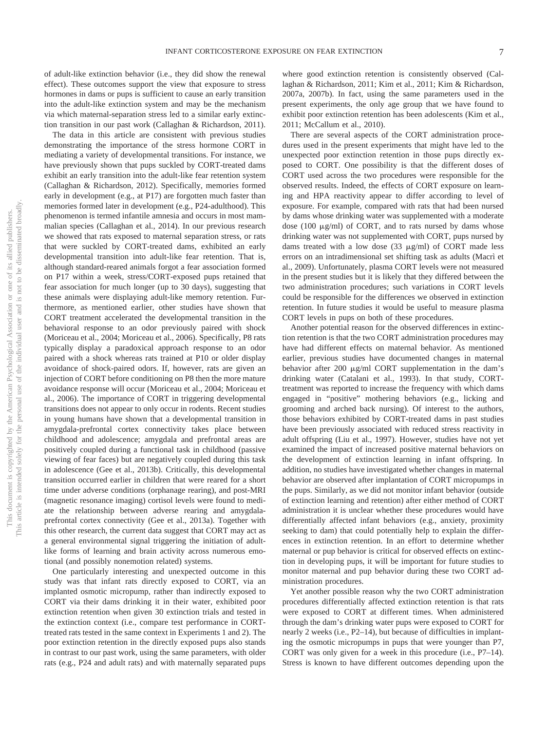of adult-like extinction behavior (i.e., they did show the renewal effect). These outcomes support the view that exposure to stress hormones in dams or pups is sufficient to cause an early transition into the adult-like extinction system and may be the mechanism via which maternal-separation stress led to a similar early extinction transition in our past work (Callaghan & Richardson, 2011).

The data in this article are consistent with previous studies demonstrating the importance of the stress hormone CORT in mediating a variety of developmental transitions. For instance, we have previously shown that pups suckled by CORT-treated dams exhibit an early transition into the adult-like fear retention system (Callaghan & Richardson, 2012). Specifically, memories formed early in development (e.g., at P17) are forgotten much faster than memories formed later in development (e.g., P24-adulthood). This phenomenon is termed infantile amnesia and occurs in most mammalian species (Callaghan et al., 2014). In our previous research we showed that rats exposed to maternal separation stress, or rats that were suckled by CORT-treated dams, exhibited an early developmental transition into adult-like fear retention. That is, although standard-reared animals forgot a fear association formed on P17 within a week, stress/CORT-exposed pups retained that fear association for much longer (up to 30 days), suggesting that these animals were displaying adult-like memory retention. Furthermore, as mentioned earlier, other studies have shown that CORT treatment accelerated the developmental transition in the behavioral response to an odor previously paired with shock (Moriceau et al., 2004; Moriceau et al., 2006). Specifically, P8 rats typically display a paradoxical approach response to an odor paired with a shock whereas rats trained at P10 or older display avoidance of shock-paired odors. If, however, rats are given an injection of CORT before conditioning on P8 then the more mature avoidance response will occur (Moriceau et al., 2004; Moriceau et al., 2006). The importance of CORT in triggering developmental transitions does not appear to only occur in rodents. Recent studies in young humans have shown that a developmental transition in amygdala-prefrontal cortex connectivity takes place between childhood and adolescence; amygdala and prefrontal areas are positively coupled during a functional task in childhood (passive viewing of fear faces) but are negatively coupled during this task in adolescence (Gee et al., 2013b). Critically, this developmental transition occurred earlier in children that were reared for a short time under adverse conditions (orphanage rearing), and post-MRI (magnetic resonance imaging) cortisol levels were found to mediate the relationship between adverse rearing and amygdala-prefrontal cortex connectivity (Gee et al., 2013a). Together with this other research, the current data suggest that CORT may act as a general environmental signal triggering the initiation of adult-like forms of learning and brain activity across numerous emotional (and possibly nonemotion related) systems.

One particularly interesting and unexpected outcome in this study was that infant rats directly exposed to CORT, via an implanted osmotic micropump, rather than indirectly exposed to CORT via their dams drinking it in their water, exhibited poor extinction retention when given 30 extinction trials and tested in the extinction context (i.e., compare test performance in CORT-treated rats tested in the same context in Experiments 1 and 2). The poor extinction retention in the directly exposed pups also stands in contrast to our past work, using the same parameters, with older rats (e.g., P24 and adult rats) and with maternally separated pups where good extinction retention is consistently observed (Callaghan & Richardson, 2011; Kim et al., 2011; Kim & Richardson, 2007a, 2007b). In fact, using the same parameters used in the present experiments, the only age group that we have found to exhibit poor extinction retention has been adolescents (Kim et al., 2011; McCallum et al., 2010).

There are several aspects of the CORT administration procedures used in the present experiments that might have led to the unexpected poor extinction retention in those pups directly exposed to CORT. One possibility is that the different doses of CORT used across the two procedures were responsible for the observed results. Indeed, the effects of CORT exposure on learning and HPA reactivity appear to differ according to level of exposure. For example, compared with rats that had been nursed by dams whose drinking water was supplemented with a moderate dose (100 μg/ml) of CORT, and to rats nursed by dams whose drinking water was not supplemented with CORT, pups nursed by dams treated with a low dose (33 μg/ml) of CORT made less errors on an intradimensional set shifting task as adults (Macrì et al., 2009). Unfortunately, plasma CORT levels were not measured in the present studies but it is likely that they differed between the two administration procedures; such variations in CORT levels could be responsible for the differences we observed in extinction retention. In future studies it would be useful to measure plasma CORT levels in pups on both of these procedures.

Another potential reason for the observed differences in extinction retention is that the two CORT administration procedures may have had different effects on maternal behavior. As mentioned earlier, previous studies have documented changes in maternal behavior after 200 μg/ml CORT supplementation in the dam's drinking water (Catalani et al., 1993). In that study, CORT-treatment was reported to increase the frequency with which dams engaged in "positive" mothering behaviors (e.g., licking and grooming and arched back nursing). Of interest to the authors, those behaviors exhibited by CORT-treated dams in past studies have been previously associated with reduced stress reactivity in adult offspring (Liu et al., 1997). However, studies have not yet examined the impact of increased positive maternal behaviors on the development of extinction learning in infant offspring. In addition, no studies have investigated whether changes in maternal behavior are observed after implantation of CORT micropumps in the pups. Similarly, as we did not monitor infant behavior (outside of extinction learning and retention) after either method of CORT administration it is unclear whether these procedures would have differentially affected infant behaviors (e.g., anxiety, proximity seeking to dam) that could potentially help to explain the differences in extinction retention. In an effort to determine whether maternal or pup behavior is critical for observed effects on extinction in developing pups, it will be important for future studies to monitor maternal and pup behavior during these two CORT administration procedures.

Yet another possible reason why the two CORT administration procedures differentially affected extinction retention is that rats were exposed to CORT at different times. When administered through the dam's drinking water pups were exposed to CORT for nearly 2 weeks (i.e., P2–14), but because of difficulties in implanting the osmotic micropumps in pups that were younger than P7, CORT was only given for a week in this procedure (i.e., P7–14). Stress is known to have different outcomes depending upon the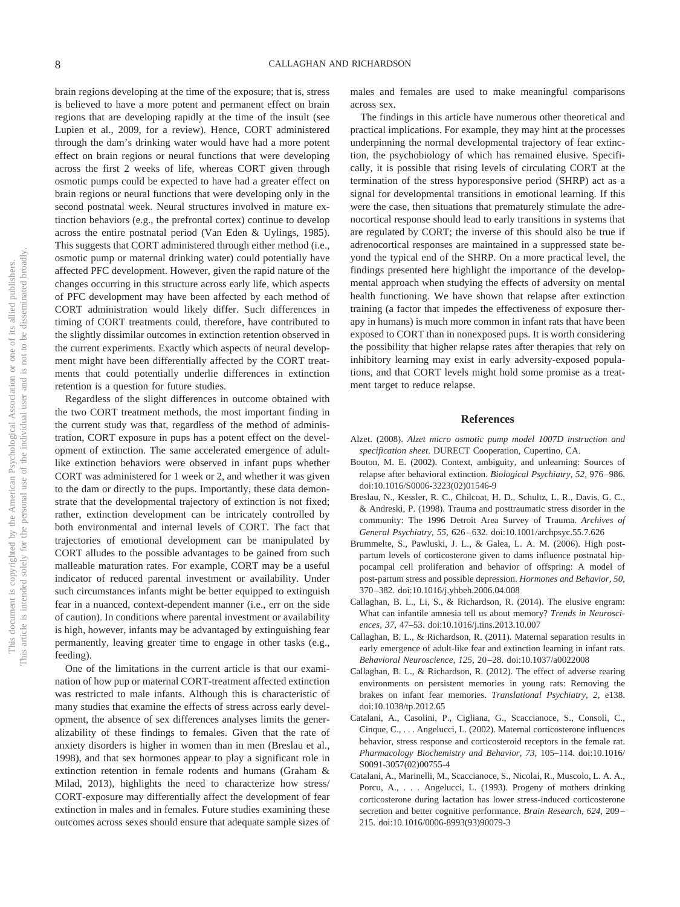brain regions developing at the time of the exposure; that is, stress is believed to have a more potent and permanent effect on brain regions that are developing rapidly at the time of the insult (see Lupien et al., 2009, for a review). Hence, CORT administered through the dam's drinking water would have had a more potent effect on brain regions or neural functions that were developing across the first 2 weeks of life, whereas CORT given through osmotic pumps could be expected to have had a greater effect on brain regions or neural functions that were developing only in the second postnatal week. Neural structures involved in mature extinction behaviors (e.g., the prefrontal cortex) continue to develop across the entire postnatal period (Van Eden & Uylings, 1985). This suggests that CORT administered through either method (i.e., osmotic pump or maternal drinking water) could potentially have affected PFC development. However, given the rapid nature of the changes occurring in this structure across early life, which aspects of PFC development may have been affected by each method of CORT administration would likely differ. Such differences in timing of CORT treatments could, therefore, have contributed to the slightly dissimilar outcomes in extinction retention observed in the current experiments. Exactly which aspects of neural development might have been differentially affected by the CORT treatments that could potentially underlie differences in extinction retention is a question for future studies.

Regardless of the slight differences in outcome obtained with the two CORT treatment methods, the most important finding in the current study was that, regardless of the method of administration, CORT exposure in pups has a potent effect on the development of extinction. The same accelerated emergence of adult-like extinction behaviors were observed in infant pups whether CORT was administered for 1 week or 2, and whether it was given to the dam or directly to the pups. Importantly, these data demonstrate that the developmental trajectory of extinction is not fixed; rather, extinction development can be intricately controlled by both environmental and internal levels of CORT. The fact that trajectories of emotional development can be manipulated by CORT alludes to the possible advantages to be gained from such malleable maturation rates. For example, CORT may be a useful indicator of reduced parental investment or availability. Under such circumstances infants might be better equipped to extinguish fear in a nuanced, context-dependent manner (i.e., err on the side of caution). In conditions where parental investment or availability is high, however, infants may be advantaged by extinguishing fear permanently, leaving greater time to engage in other tasks (e.g., feeding).

One of the limitations in the current article is that our examination of how pup or maternal CORT-treatment affected extinction was restricted to male infants. Although this is characteristic of many studies that examine the effects of stress across early development, the absence of sex differences analyses limits the generalizability of these findings to females. Given that the rate of anxiety disorders is higher in women than in men (Breslau et al., 1998), and that sex hormones appear to play a significant role in extinction retention in female rodents and humans (Graham & Milad, 2013), highlights the need to characterize how stress/CORT-exposure may differentially affect the development of fear extinction in males and in females. Future studies examining these outcomes across sexes should ensure that adequate sample sizes of males and females are used to make meaningful comparisons across sex.

The findings in this article have numerous other theoretical and practical implications. For example, they may hint at the processes underpinning the normal developmental trajectory of fear extinction, the psychobiology of which has remained elusive. Specifically, it is possible that rising levels of circulating CORT at the termination of the stress hyporesponsive period (SHRP) act as a signal for developmental transitions in emotional learning. If this were the case, then situations that prematurely stimulate the adrenocortical response should lead to early transitions in systems that are regulated by CORT; the inverse of this should also be true if adrenocortical responses are maintained in a suppressed state beyond the typical end of the SHRP. On a more practical level, the findings presented here highlight the importance of the developmental approach when studying the effects of adversity on mental health functioning. We have shown that relapse after extinction training (a factor that impedes the effectiveness of exposure therapy in humans) is much more common in infant rats that have been exposed to CORT than in nonexposed pups. It is worth considering the possibility that higher relapse rates after therapies that rely on inhibitory learning may exist in early adversity-exposed populations, and that CORT levels might hold some promise as a treatment target to reduce relapse.

## References

Alzet. (2008). *Alzet micro osmotic pump model 1007D instruction and specification sheet*. DURECT Cooperation, Cupertino, CA.

Bouton, M. E. (2002). Context, ambiguity, and unlearning: Sources of relapse after behavioral extinction. *Biological Psychiatry, 52,* 976–986. doi:10.1016/S0006-3223(02)01546-9

Breslau, N., Kessler, R. C., Chilcoat, H. D., Schultz, L. R., Davis, G. C., & Andreski, P. (1998). Trauma and posttraumatic stress disorder in the community: The 1996 Detroit Area Survey of Trauma. *Archives of General Psychiatry, 55,* 626–632. doi:10.1001/archpsyc.55.7.626

Brummelte, S., Pawluski, J. L., & Galea, L. A. M. (2006). High postpartum levels of corticosterone given to dams influence postnatal hippocampal cell proliferation and behavior of offspring: A model of post-partum stress and possible depression. *Hormones and Behavior, 50,* 370–382. doi:10.1016/j.yhbeh.2006.04.008

Callaghan, B. L., Li, S., & Richardson, R. (2014). The elusive engram: What can infantile amnesia tell us about memory? *Trends in Neurosciences, 37,* 47–53. doi:10.1016/j.tins.2013.10.007

Callaghan, B. L., & Richardson, R. (2011). Maternal separation results in early emergence of adult-like fear and extinction learning in infant rats. *Behavioral Neuroscience, 125,* 20–28. doi:10.1037/a0022008

Callaghan, B. L., & Richardson, R. (2012). The effect of adverse rearing environments on persistent memories in young rats: Removing the brakes on infant fear memories. *Translational Psychiatry, 2,* e138. doi:10.1038/tp.2012.65

Catalani, A., Casolini, P., Cigliana, G., Scaccianoce, S., Consoli, C., Cinque, C., . . . Angelucci, L. (2002). Maternal corticosterone influences behavior, stress response and corticosteroid receptors in the female rat. *Pharmacology Biochemistry and Behavior, 73,* 105–114. doi:10.1016/S0091-3057(02)00755-4

Catalani, A., Marinelli, M., Scaccianoce, S., Nicolai, R., Muscolo, L. A. A., Porcu, A., . . . Angelucci, L. (1993). Progeny of mothers drinking corticosterone during lactation has lower stress-induced corticosterone secretion and better cognitive performance. *Brain Research, 624,* 209–215. doi:10.1016/0006-8993(93)90079-3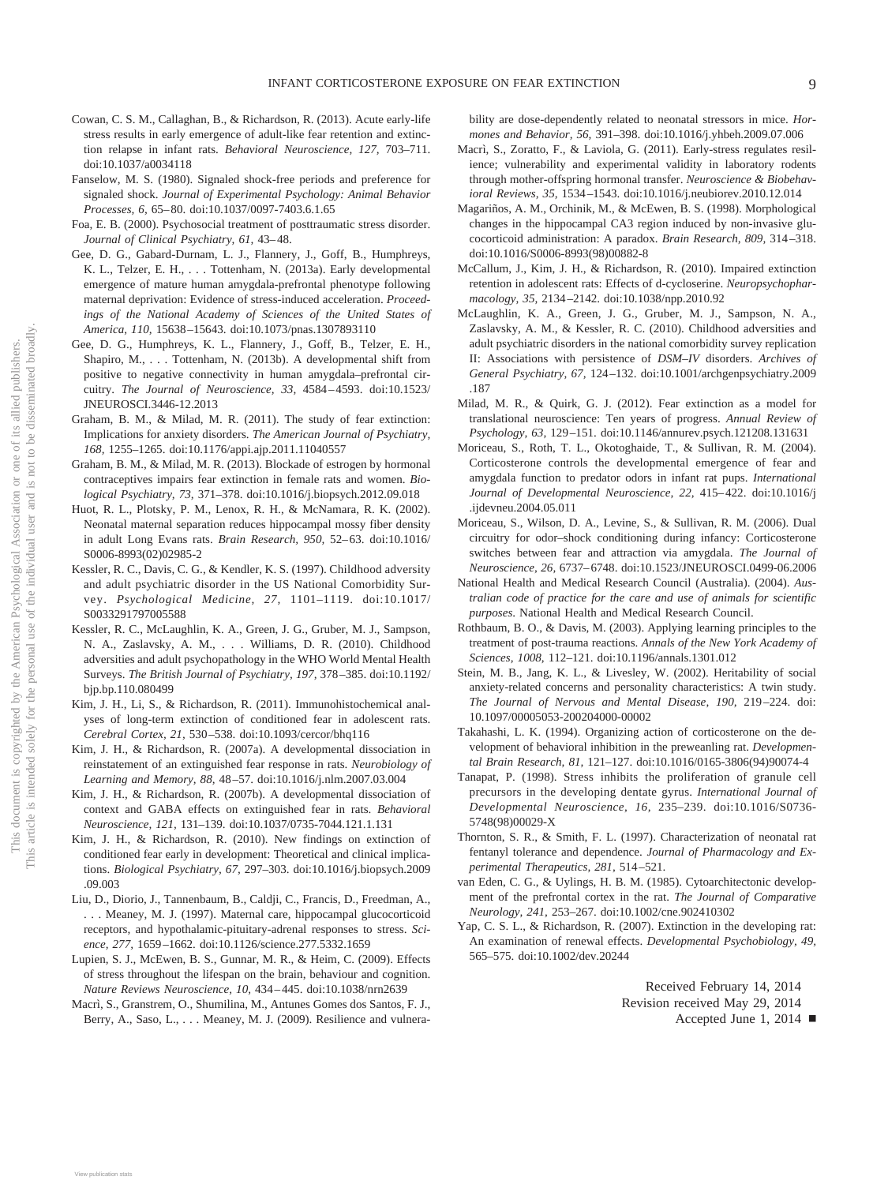Cowan, C. S. M., Callaghan, B., & Richardson, R. (2013). Acute early-life stress results in early emergence of adult-like fear retention and extinction relapse in infant rats. *Behavioral Neuroscience, 127,* 703–711. doi:10.1037/a0034118

Fanselow, M. S. (1980). Signaled shock-free periods and preference for signaled shock. *Journal of Experimental Psychology: Animal Behavior Processes, 6,* 65–80. doi:10.1037/0097-7403.6.1.65

Foa, E. B. (2000). Psychosocial treatment of posttraumatic stress disorder. *Journal of Clinical Psychiatry, 61,* 43–48.

Gee, D. G., Gabard-Durnam, L. J., Flannery, J., Goff, B., Humphreys, K. L., Telzer, E. H., . . . Tottenham, N. (2013a). Early developmental emergence of mature human amygdala-prefrontal phenotype following maternal deprivation: Evidence of stress-induced acceleration. *Proceedings of the National Academy of Sciences of the United States of America, 110,* 15638–15643. doi:10.1073/pnas.1307893110

Gee, D. G., Humphreys, K. L., Flannery, J., Goff, B., Telzer, E. H., Shapiro, M., . . . Tottenham, N. (2013b). A developmental shift from positive to negative connectivity in human amygdala–prefrontal circuitry. *The Journal of Neuroscience, 33,* 4584–4593. doi:10.1523/JNEUROSCI.3446-12.2013

Graham, B. M., & Milad, M. R. (2011). The study of fear extinction: Implications for anxiety disorders. *The American Journal of Psychiatry, 168,* 1255–1265. doi:10.1176/appi.ajp.2011.11040557

Graham, B. M., & Milad, M. R. (2013). Blockade of estrogen by hormonal contraceptives impairs fear extinction in female rats and women. *Biological Psychiatry, 73,* 371–378. doi:10.1016/j.biopsych.2012.09.018

Huot, R. L., Plotsky, P. M., Lenox, R. H., & McNamara, R. K. (2002). Neonatal maternal separation reduces hippocampal mossy fiber density in adult Long Evans rats. *Brain Research, 950,* 52–63. doi:10.1016/S0006-8993(02)02985-2

Kessler, R. C., Davis, C. G., & Kendler, K. S. (1997). Childhood adversity and adult psychiatric disorder in the US National Comorbidity Survey. *Psychological Medicine, 27,* 1101–1119. doi:10.1017/S0033291797005588

Kessler, R. C., McLaughlin, K. A., Green, J. G., Gruber, M. J., Sampson, N. A., Zaslavsky, A. M., . . . Williams, D. R. (2010). Childhood adversities and adult psychopathology in the WHO World Mental Health Surveys. *The British Journal of Psychiatry, 197,* 378–385. doi:10.1192/bjp.bp.110.080499

Kim, J. H., Li, S., & Richardson, R. (2011). Immunohistochemical analyses of long-term extinction of conditioned fear in adolescent rats. *Cerebral Cortex, 21,* 530–538. doi:10.1093/cercor/bhq116

Kim, J. H., & Richardson, R. (2007a). A developmental dissociation in reinstatement of an extinguished fear response in rats. *Neurobiology of Learning and Memory, 88,* 48–57. doi:10.1016/j.nlm.2007.03.004

Kim, J. H., & Richardson, R. (2007b). A developmental dissociation of context and GABA effects on extinguished fear in rats. *Behavioral Neuroscience, 121,* 131–139. doi:10.1037/0735-7044.121.1.131

Kim, J. H., & Richardson, R. (2010). New findings on extinction of conditioned fear early in development: Theoretical and clinical implications. *Biological Psychiatry, 67,* 297–303. doi:10.1016/j.biopsych.2009.09.003

Liu, D., Diorio, J., Tannenbaum, B., Caldji, C., Francis, D., Freedman, A., . . . Meaney, M. J. (1997). Maternal care, hippocampal glucocorticoid receptors, and hypothalamic-pituitary-adrenal responses to stress. *Science, 277,* 1659–1662. doi:10.1126/science.277.5332.1659

Lupien, S. J., McEwen, B. S., Gunnar, M. R., & Heim, C. (2009). Effects of stress throughout the lifespan on the brain, behaviour and cognition. *Nature Reviews Neuroscience, 10,* 434–445. doi:10.1038/nrn2639

Macrì, S., Granstrem, O., Shumilina, M., Antunes Gomes dos Santos, F. J., Berry, A., Saso, L., . . . Meaney, M. J. (2009). Resilience and vulnerability are dose-dependently related to neonatal stressors in mice. *Hormones and Behavior, 56,* 391–398. doi:10.1016/j.yhbeh.2009.07.006

Macrì, S., Zoratto, F., & Laviola, G. (2011). Early-stress regulates resilience; vulnerability and experimental validity in laboratory rodents through mother-offspring hormonal transfer. *Neuroscience & Biobehavioral Reviews, 35,* 1534–1543. doi:10.1016/j.neubiorev.2010.12.014

Magariños, A. M., Orchinik, M., & McEwen, B. S. (1998). Morphological changes in the hippocampal CA3 region induced by non-invasive glucocorticoid administration: A paradox. *Brain Research, 809,* 314–318. doi:10.1016/S0006-8993(98)00882-8

McCallum, J., Kim, J. H., & Richardson, R. (2010). Impaired extinction retention in adolescent rats: Effects of d-cycloserine. *Neuropsychopharmacology, 35,* 2134–2142. doi:10.1038/npp.2010.92

McLaughlin, K. A., Green, J. G., Gruber, M. J., Sampson, N. A., Zaslavsky, A. M., & Kessler, R. C. (2010). Childhood adversities and adult psychiatric disorders in the national comorbidity survey replication II: Associations with persistence of *DSM–IV* disorders. *Archives of General Psychiatry, 67,* 124–132. doi:10.1001/archgenpsychiatry.2009.187

Milad, M. R., & Quirk, G. J. (2012). Fear extinction as a model for translational neuroscience: Ten years of progress. *Annual Review of Psychology, 63,* 129–151. doi:10.1146/annurev.psych.121208.131631

Moriceau, S., Roth, T. L., Okotoghaide, T., & Sullivan, R. M. (2004). Corticosterone controls the developmental emergence of fear and amygdala function to predator odors in infant rat pups. *International Journal of Developmental Neuroscience, 22,* 415–422. doi:10.1016/j.ijdevneu.2004.05.011

Moriceau, S., Wilson, D. A., Levine, S., & Sullivan, R. M. (2006). Dual circuitry for odor–shock conditioning during infancy: Corticosterone switches between fear and attraction via amygdala. *The Journal of Neuroscience, 26,* 6737–6748. doi:10.1523/JNEUROSCI.0499-06.2006

National Health and Medical Research Council (Australia). (2004). *Australian code of practice for the care and use of animals for scientific purposes.* National Health and Medical Research Council.

Rothbaum, B. O., & Davis, M. (2003). Applying learning principles to the treatment of post-trauma reactions. *Annals of the New York Academy of Sciences, 1008,* 112–121. doi:10.1196/annals.1301.012

Stein, M. B., Jang, K. L., & Livesley, W. (2002). Heritability of social anxiety-related concerns and personality characteristics: A twin study. *The Journal of Nervous and Mental Disease, 190,* 219–224. doi:10.1097/00005053-200204000-00002

Takahashi, L. K. (1994). Organizing action of corticosterone on the development of behavioral inhibition in the preweanling rat. *Developmental Brain Research, 81,* 121–127. doi:10.1016/0165-3806(94)90074-4

Tanapat, P. (1998). Stress inhibits the proliferation of granule cell precursors in the developing dentate gyrus. *International Journal of Developmental Neuroscience, 16,* 235–239. doi:10.1016/S0736-5748(98)00029-X

Thornton, S. R., & Smith, F. L. (1997). Characterization of neonatal rat fentanyl tolerance and dependence. *Journal of Pharmacology and Experimental Therapeutics, 281,* 514–521.

van Eden, C. G., & Uylings, H. B. M. (1985). Cytoarchitectonic development of the prefrontal cortex in the rat. *The Journal of Comparative Neurology, 241,* 253–267. doi:10.1002/cne.902410302

Yap, C. S. L., & Richardson, R. (2007). Extinction in the developing rat: An examination of renewal effects. *Developmental Psychobiology, 49,* 565–575. doi:10.1002/dev.20244

Received February 14, 2014
Revision received May 29, 2014
Accepted June 1, 2014 ■